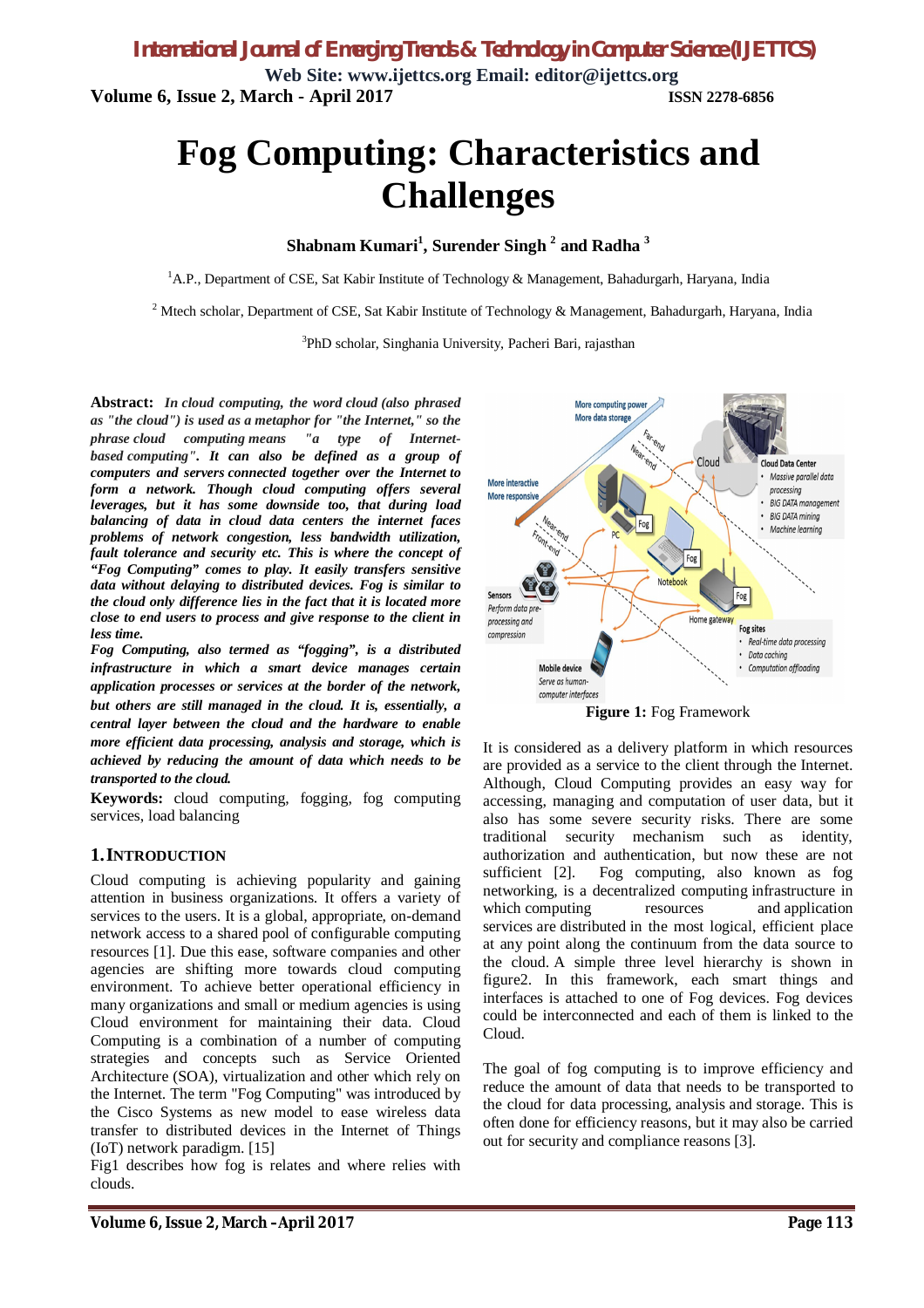# Fog Computing: Characteristics and Challenges

**Shabnam Kumari[1], Surender Singh [2] and Radha [3]**

[1]A.P., Department of CSE, Sat Kabir Institute of Technology & Management, Bahadurgarh, Haryana, India

[2] Mtech scholar, Department of CSE, Sat Kabir Institute of Technology & Management, Bahadurgarh, Haryana, India

[3]PhD scholar, Singhania University, Pacheri Bari, rajasthan

**Abstract:** ***In cloud computing, the word cloud (also phrased as "the cloud") is used as a metaphor for "the Internet," so the phrase cloud computing means "a type of Internet-based computing". It can also be defined as a group of computers and servers connected together over the Internet to form a network. Though cloud computing offers several leverages, but it has some downside too, that during load balancing of data in cloud data centers the internet faces problems of network congestion, less bandwidth utilization, fault tolerance and security etc. This is where the concept of "Fog Computing" comes to play. It easily transfers sensitive data without delaying to distributed devices. Fog is similar to the cloud only difference lies in the fact that it is located more close to end users to process and give response to the client in less time.***

***Fog Computing, also termed as "fogging", is a distributed infrastructure in which a smart device manages certain application processes or services at the border of the network, but others are still managed in the cloud. It is, essentially, a central layer between the cloud and the hardware to enable more efficient data processing, analysis and storage, which is achieved by reducing the amount of data which needs to be transported to the cloud.***

**Keywords:** cloud computing, fogging, fog computing services, load balancing

## 1. Introduction

Cloud computing is achieving popularity and gaining attention in business organizations. It offers a variety of services to the users. It is a global, appropriate, on-demand network access to a shared pool of configurable computing resources [1]. Due this ease, software companies and other agencies are shifting more towards cloud computing environment. To achieve better operational efficiency in many organizations and small or medium agencies is using Cloud environment for maintaining their data. Cloud Computing is a combination of a number of computing strategies and concepts such as Service Oriented Architecture (SOA), virtualization and other which rely on the Internet. The term "Fog Computing" was introduced by the Cisco Systems as new model to ease wireless data transfer to distributed devices in the Internet of Things (IoT) network paradigm. [15]

Fig1 describes how fog is relates and where relies with clouds.

**Figure 1:** Fog Framework

It is considered as a delivery platform in which resources are provided as a service to the client through the Internet. Although, Cloud Computing provides an easy way for accessing, managing and computation of user data, but it also has some severe security risks. There are some traditional security mechanism such as identity, authorization and authentication, but now these are not sufficient [2]. Fog computing, also known as fog networking, is a decentralized computing infrastructure in which computing resources and application services are distributed in the most logical, efficient place at any point along the continuum from the data source to the cloud. A simple three level hierarchy is shown in figure2. In this framework, each smart things and interfaces is attached to one of Fog devices. Fog devices could be interconnected and each of them is linked to the Cloud.

The goal of fog computing is to improve efficiency and reduce the amount of data that needs to be transported to the cloud for data processing, analysis and storage. This is often done for efficiency reasons, but it may also be carried out for security and compliance reasons [3].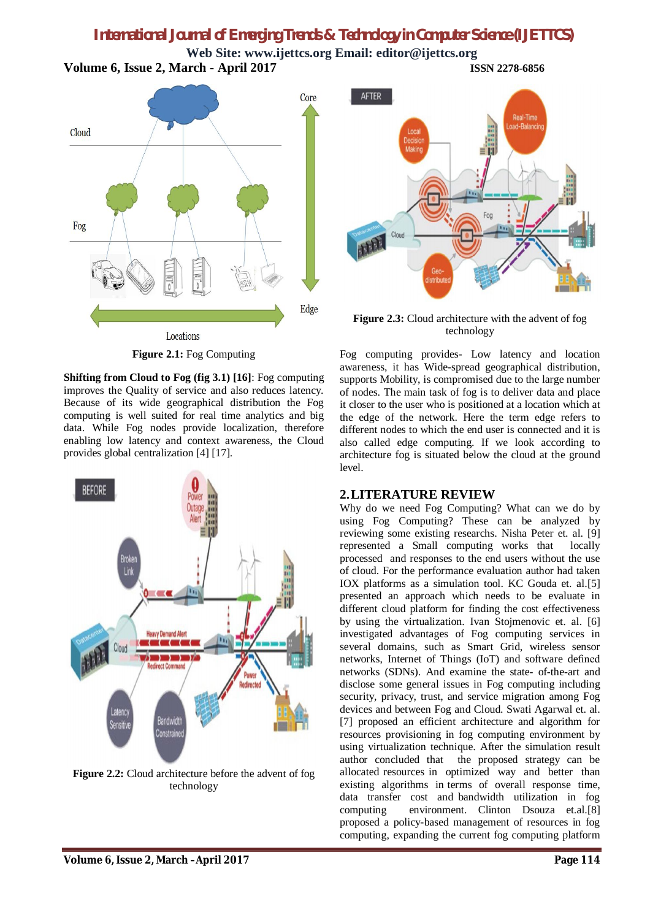**Figure 2.1:** Fog Computing

**Shifting from Cloud to Fog (fig 3.1) [16]**: Fog computing improves the Quality of service and also reduces latency. Because of its wide geographical distribution the Fog computing is well suited for real time analytics and big data. While Fog nodes provide localization, therefore enabling low latency and context awareness, the Cloud provides global centralization [4] [17].

**Figure 2.2:** Cloud architecture before the advent of fog technology

**Figure 2.3:** Cloud architecture with the advent of fog technology

Fog computing provides- Low latency and location awareness, it has Wide-spread geographical distribution, supports Mobility, is compromised due to the large number of nodes. The main task of fog is to deliver data and place it closer to the user who is positioned at a location which at the edge of the network. Here the term edge refers to different nodes to which the end user is connected and it is also called edge computing. If we look according to architecture fog is situated below the cloud at the ground level.

## 2. LITERATURE REVIEW

Why do we need Fog Computing? What can we do by using Fog Computing? These can be analyzed by reviewing some existing researchs. Nisha Peter et. al. [9] represented a Small computing works that locally processed and responses to the end users without the use of cloud. For the performance evaluation author had taken IOX platforms as a simulation tool. KC Gouda et. al.[5] presented an approach which needs to be evaluate in different cloud platform for finding the cost effectiveness by using the virtualization. Ivan Stojmenovic et. al. [6] investigated advantages of Fog computing services in several domains, such as Smart Grid, wireless sensor networks, Internet of Things (IoT) and software defined networks (SDNs). And examine the state- of-the-art and disclose some general issues in Fog computing including security, privacy, trust, and service migration among Fog devices and between Fog and Cloud. Swati Agarwal et. al. [7] proposed an efficient architecture and algorithm for resources provisioning in fog computing environment by using virtualization technique. After the simulation result author concluded that the proposed strategy can be allocated resources in optimized way and better than existing algorithms in terms of overall response time, data transfer cost and bandwidth utilization in fog computing environment. Clinton Dsouza et.al.[8] proposed a policy-based management of resources in fog computing, expanding the current fog computing platform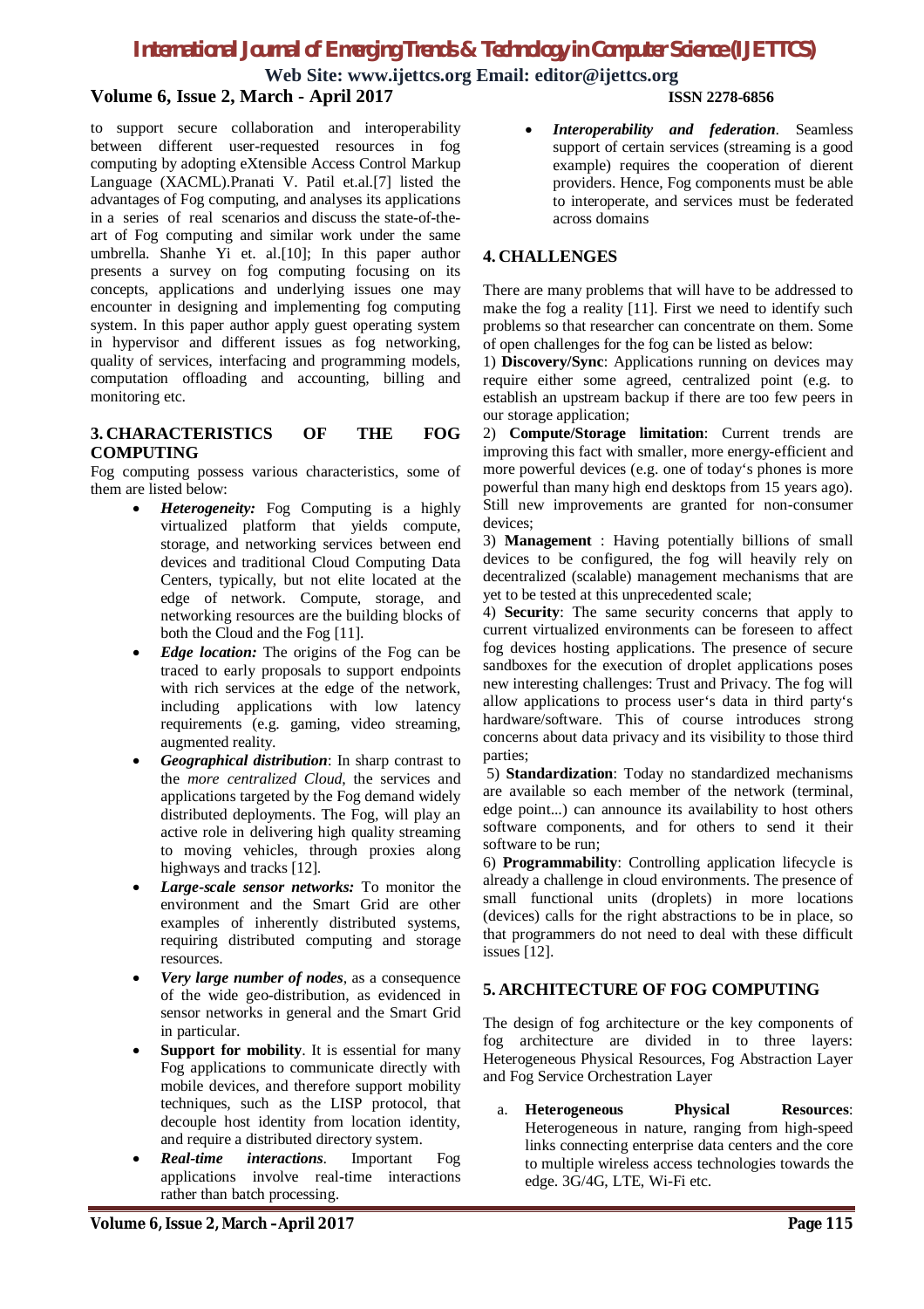to support secure collaboration and interoperability between different user-requested resources in fog computing by adopting eXtensible Access Control Markup Language (XACML).Pranati V. Patil et.al.[7] listed the advantages of Fog computing, and analyses its applications in a series of real scenarios and discuss the state-of-the-art of Fog computing and similar work under the same umbrella. Shanhe Yi et. al.[10]; In this paper author presents a survey on fog computing focusing on its concepts, applications and underlying issues one may encounter in designing and implementing fog computing system. In this paper author apply guest operating system in hypervisor and different issues as fog networking, quality of services, interfacing and programming models, computation offloading and accounting, billing and monitoring etc.

## 3. CHARACTERISTICS OF THE FOG COMPUTING

Fog computing possess various characteristics, some of them are listed below:

- ***Heterogeneity:*** Fog Computing is a highly virtualized platform that yields compute, storage, and networking services between end devices and traditional Cloud Computing Data Centers, typically, but not elite located at the edge of network. Compute, storage, and networking resources are the building blocks of both the Cloud and the Fog [11].
- ***Edge location:*** The origins of the Fog can be traced to early proposals to support endpoints with rich services at the edge of the network, including applications with low latency requirements (e.g. gaming, video streaming, augmented reality.
- ***Geographical distribution***: In sharp contrast to the *more centralized Cloud*, the services and applications targeted by the Fog demand widely distributed deployments. The Fog, will play an active role in delivering high quality streaming to moving vehicles, through proxies along highways and tracks [12].
- ***Large-scale sensor networks:*** To monitor the environment and the Smart Grid are other examples of inherently distributed systems, requiring distributed computing and storage resources.
- ***Very large number of nodes***, as a consequence of the wide geo-distribution, as evidenced in sensor networks in general and the Smart Grid in particular.
- **Support for mobility**. It is essential for many Fog applications to communicate directly with mobile devices, and therefore support mobility techniques, such as the LISP protocol, that decouple host identity from location identity, and require a distributed directory system.
- ***Real-time interactions***. Important Fog applications involve real-time interactions rather than batch processing.
- ***Interoperability and federation***. Seamless support of certain services (streaming is a good example) requires the cooperation of dierent providers. Hence, Fog components must be able to interoperate, and services must be federated across domains

## 4. CHALLENGES

There are many problems that will have to be addressed to make the fog a reality [11]. First we need to identify such problems so that researcher can concentrate on them. Some of open challenges for the fog can be listed as below:

1) **Discovery/Sync**: Applications running on devices may require either some agreed, centralized point (e.g. to establish an upstream backup if there are too few peers in our storage application;

2) **Compute/Storage limitation**: Current trends are improving this fact with smaller, more energy-efficient and more powerful devices (e.g. one of today's phones is more powerful than many high end desktops from 15 years ago). Still new improvements are granted for non-consumer devices;

3) **Management** : Having potentially billions of small devices to be configured, the fog will heavily rely on decentralized (scalable) management mechanisms that are yet to be tested at this unprecedented scale;

4) **Security**: The same security concerns that apply to current virtualized environments can be foreseen to affect fog devices hosting applications. The presence of secure sandboxes for the execution of droplet applications poses new interesting challenges: Trust and Privacy. The fog will allow applications to process user's data in third party's hardware/software. This of course introduces strong concerns about data privacy and its visibility to those third parties;

5) **Standardization**: Today no standardized mechanisms are available so each member of the network (terminal, edge point...) can announce its availability to host others software components, and for others to send it their software to be run;

6) **Programmability**: Controlling application lifecycle is already a challenge in cloud environments. The presence of small functional units (droplets) in more locations (devices) calls for the right abstractions to be in place, so that programmers do not need to deal with these difficult issues [12].

## 5. ARCHITECTURE OF FOG COMPUTING

The design of fog architecture or the key components of fog architecture are divided in to three layers: Heterogeneous Physical Resources, Fog Abstraction Layer and Fog Service Orchestration Layer

a. **Heterogeneous Physical Resources**: Heterogeneous in nature, ranging from high-speed links connecting enterprise data centers and the core to multiple wireless access technologies towards the edge. 3G/4G, LTE, Wi-Fi etc.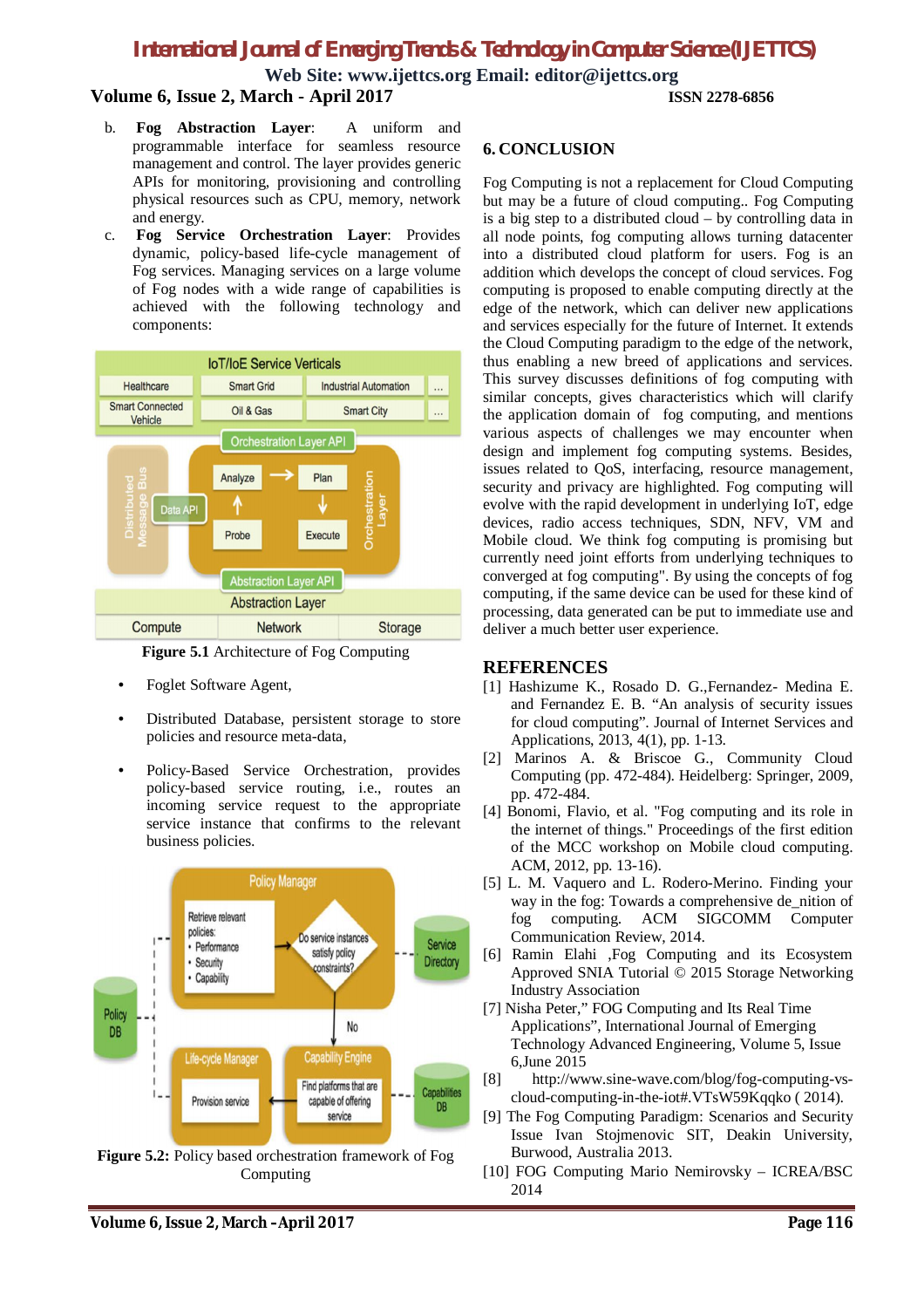b. **Fog Abstraction Layer**: A uniform and programmable interface for seamless resource management and control. The layer provides generic APIs for monitoring, provisioning and controlling physical resources such as CPU, memory, network and energy.

c. **Fog Service Orchestration Layer**: Provides dynamic, policy-based life-cycle management of Fog services. Managing services on a large volume of Fog nodes with a wide range of capabilities is achieved with the following technology and components:

**Figure 5.1** Architecture of Fog Computing

- Foglet Software Agent,
- Distributed Database, persistent storage to store policies and resource meta-data,
- Policy-Based Service Orchestration, provides policy-based service routing, i.e., routes an incoming service request to the appropriate service instance that confirms to the relevant business policies.

**Figure 5.2:** Policy based orchestration framework of Fog Computing

## 6. CONCLUSION

Fog Computing is not a replacement for Cloud Computing but may be a future of cloud computing.. Fog Computing is a big step to a distributed cloud – by controlling data in all node points, fog computing allows turning datacenter into a distributed cloud platform for users. Fog is an addition which develops the concept of cloud services. Fog computing is proposed to enable computing directly at the edge of the network, which can deliver new applications and services especially for the future of Internet. It extends the Cloud Computing paradigm to the edge of the network, thus enabling a new breed of applications and services. This survey discusses definitions of fog computing with similar concepts, gives characteristics which will clarify the application domain of fog computing, and mentions various aspects of challenges we may encounter when design and implement fog computing systems. Besides, issues related to QoS, interfacing, resource management, security and privacy are highlighted. Fog computing will evolve with the rapid development in underlying IoT, edge devices, radio access techniques, SDN, NFV, VM and Mobile cloud. We think fog computing is promising but currently need joint efforts from underlying techniques to converged at fog computing". By using the concepts of fog computing, if the same device can be used for these kind of processing, data generated can be put to immediate use and deliver a much better user experience.

## REFERENCES

[1] Hashizume K., Rosado D. G.,Fernandez- Medina E. and Fernandez E. B. "An analysis of security issues for cloud computing". Journal of Internet Services and Applications, 2013, 4(1), pp. 1-13.

[2] Marinos A. & Briscoe G., Community Cloud Computing (pp. 472-484). Heidelberg: Springer, 2009, pp. 472-484.

[4] Bonomi, Flavio, et al. "Fog computing and its role in the internet of things." Proceedings of the first edition of the MCC workshop on Mobile cloud computing. ACM, 2012, pp. 13-16).

[5] L. M. Vaquero and L. Rodero-Merino. Finding your way in the fog: Towards a comprehensive de_nition of fog computing. ACM SIGCOMM Computer Communication Review, 2014.

[6] Ramin Elahi ,Fog Computing and its Ecosystem Approved SNIA Tutorial © 2015 Storage Networking Industry Association

[7] Nisha Peter," FOG Computing and Its Real Time Applications", International Journal of Emerging Technology Advanced Engineering, Volume 5, Issue 6,June 2015

[8] http://www.sine-wave.com/blog/fog-computing-vs-cloud-computing-in-the-iot#.VTsW59Kqqko ( 2014).

[9] The Fog Computing Paradigm: Scenarios and Security Issue Ivan Stojmenovic SIT, Deakin University, Burwood, Australia 2013.

[10] FOG Computing Mario Nemirovsky – ICREA/BSC 2014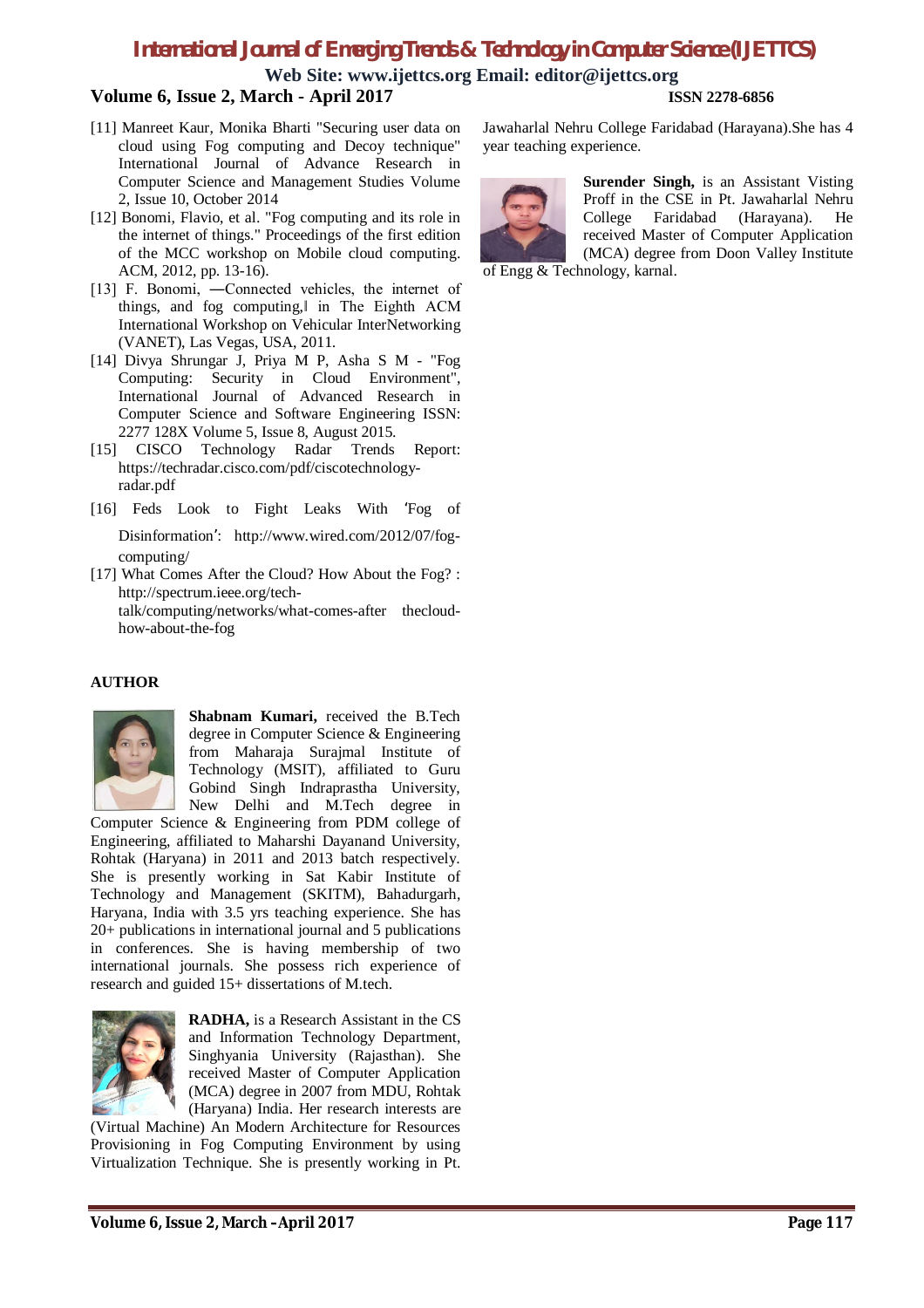[11] Manreet Kaur, Monika Bharti "Securing user data on cloud using Fog computing and Decoy technique" International Journal of Advance Research in Computer Science and Management Studies Volume 2, Issue 10, October 2014

[12] Bonomi, Flavio, et al. "Fog computing and its role in the internet of things." Proceedings of the first edition of the MCC workshop on Mobile cloud computing. ACM, 2012, pp. 13-16).

[13] F. Bonomi, ―Connected vehicles, the internet of things, and fog computing,‖ in The Eighth ACM International Workshop on Vehicular InterNetworking (VANET), Las Vegas, USA, 2011.

[14] Divya Shrungar J, Priya M P, Asha S M - "Fog Computing: Security in Cloud Environment", International Journal of Advanced Research in Computer Science and Software Engineering ISSN: 2277 128X Volume 5, Issue 8, August 2015.

[15] CISCO Technology Radar Trends Report: https://techradar.cisco.com/pdf/ciscotechnology-radar.pdf

[16] Feds Look to Fight Leaks With 'Fog of Disinformation': http://www.wired.com/2012/07/fog-computing/

[17] What Comes After the Cloud? How About the Fog? : http://spectrum.ieee.org/tech-talk/computing/networks/what-comes-after thecloud-how-about-the-fog

**AUTHOR**

**Shabnam Kumari,** received the B.Tech degree in Computer Science & Engineering from Maharaja Surajmal Institute of Technology (MSIT), affiliated to Guru Gobind Singh Indraprastha University, New Delhi and M.Tech degree in Computer Science & Engineering from PDM college of Engineering, affiliated to Maharshi Dayanand University, Rohtak (Haryana) in 2011 and 2013 batch respectively. She is presently working in Sat Kabir Institute of Technology and Management (SKITM), Bahadurgarh, Haryana, India with 3.5 yrs teaching experience. She has 20+ publications in international journal and 5 publications in conferences. She is having membership of two international journals. She possess rich experience of research and guided 15+ dissertations of M.tech.

**RADHA,** is a Research Assistant in the CS and Information Technology Department, Singhyania University (Rajasthan). She received Master of Computer Application (MCA) degree in 2007 from MDU, Rohtak (Haryana) India. Her research interests are (Virtual Machine) An Modern Architecture for Resources Provisioning in Fog Computing Environment by using Virtualization Technique. She is presently working in Pt. Jawaharlal Nehru College Faridabad (Harayana).She has 4 year teaching experience.

**Surender Singh,** is an Assistant Visting Proff in the CSE in Pt. Jawaharlal Nehru College Faridabad (Harayana). He received Master of Computer Application (MCA) degree from Doon Valley Institute of Engg & Technology, karnal.